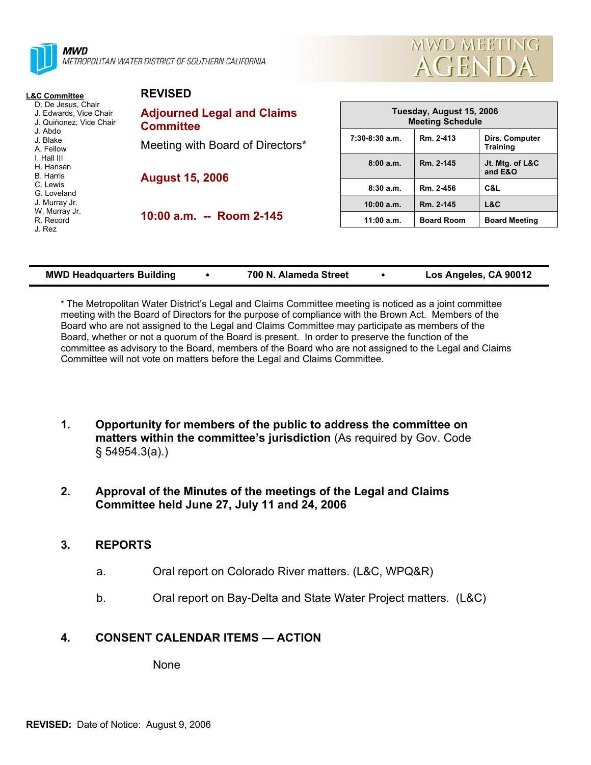**MWD**
METROPOLITAN WATER DISTRICT OF SOUTHERN CALIFORNIA

# MWD MEETING AGENDA

**L&C Committee**
- D. De Jesus, Chair
- J. Edwards, Vice Chair
- J. Quiñonez, Vice Chair
- J. Abdo
- J. Blake
- A. Fellow
- I. Hall III
- H. Hansen
- B. Harris
- C. Lewis
- G. Loveland
- J. Murray Jr.
- W. Murray Jr.
- R. Record
- J. Rez

**REVISED**

## Adjourned Legal and Claims Committee

Meeting with Board of Directors*

**August 15, 2006**

**10:00 a.m. -- Room 2-145**

| Tuesday, August 15, 2006 Meeting Schedule | | |
|---|---|---|
| 7:30-8:30 a.m. | Rm. 2-413 | Dirs. Computer Training |
| 8:00 a.m. | Rm. 2-145 | Jt. Mtg. of L&C and E&O |
| 8:30 a.m. | Rm. 2-456 | C&L |
| 10:00 a.m. | Rm. 2-145 | L&C |
| 11:00 a.m. | Board Room | Board Meeting |

**MWD Headquarters Building • 700 N. Alameda Street • Los Angeles, CA 90012**

* The Metropolitan Water District's Legal and Claims Committee meeting is noticed as a joint committee meeting with the Board of Directors for the purpose of compliance with the Brown Act. Members of the Board who are not assigned to the Legal and Claims Committee may participate as members of the Board, whether or not a quorum of the Board is present. In order to preserve the function of the committee as advisory to the Board, members of the Board who are not assigned to the Legal and Claims Committee will not vote on matters before the Legal and Claims Committee.

1. **Opportunity for members of the public to address the committee on matters within the committee's jurisdiction** (As required by Gov. Code § 54954.3(a).)

2. **Approval of the Minutes of the meetings of the Legal and Claims Committee held June 27, July 11 and 24, 2006**

3. **REPORTS**

   a. Oral report on Colorado River matters. (L&C, WPQ&R)

   b. Oral report on Bay-Delta and State Water Project matters. (L&C)

4. **CONSENT CALENDAR ITEMS — ACTION**

   None

**REVISED:** Date of Notice: August 9, 2006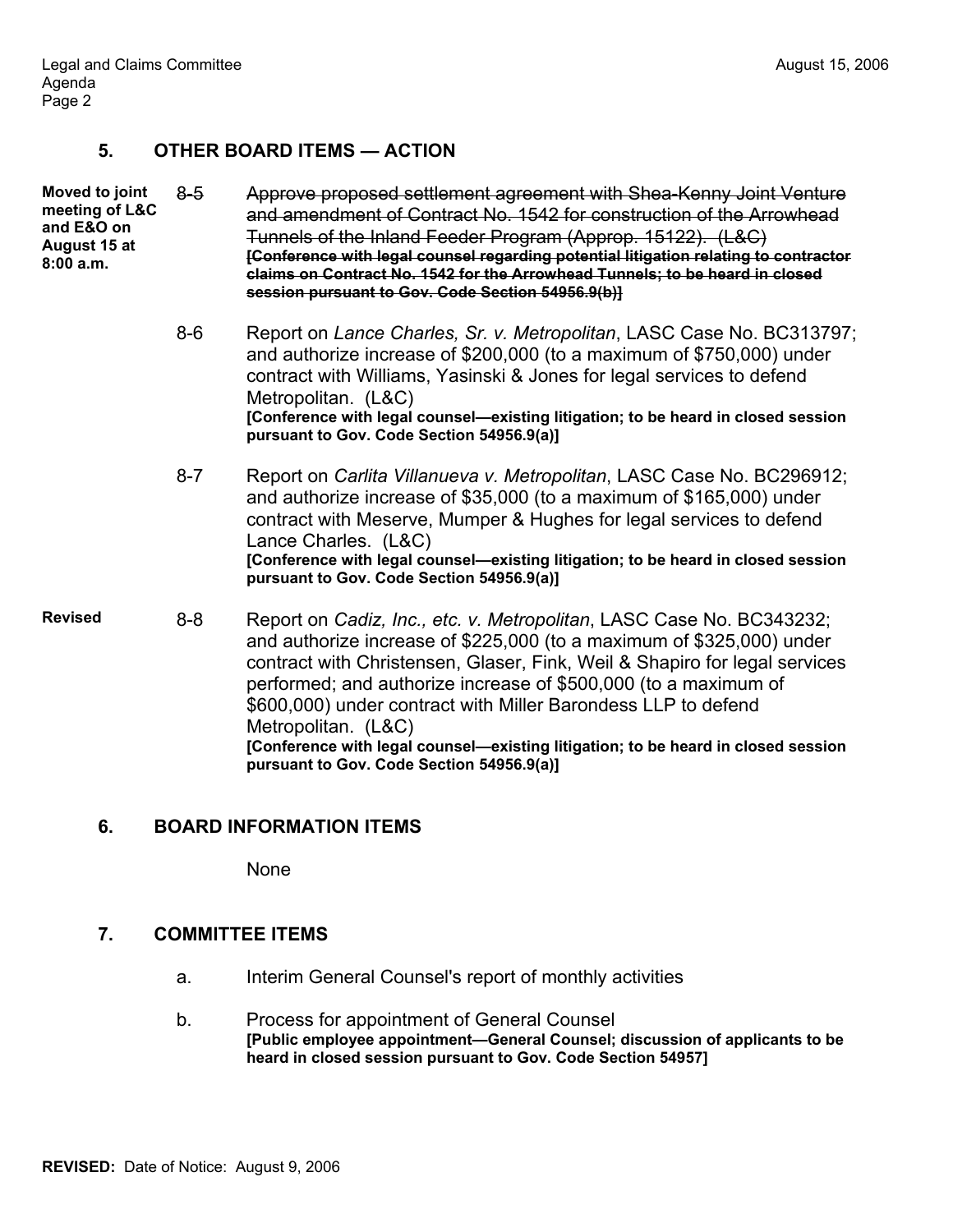## 5. OTHER BOARD ITEMS — ACTION

**Moved to joint meeting of L&C and E&O on August 15 at 8:00 a.m.**

~~8-5 Approve proposed settlement agreement with Shea-Kenny Joint Venture and amendment of Contract No. 1542 for construction of the Arrowhead Tunnels of the Inland Feeder Program (Approp. 15122). (L&C)~~
~~**[Conference with legal counsel regarding potential litigation relating to contractor claims on Contract No. 1542 for the Arrowhead Tunnels; to be heard in closed session pursuant to Gov. Code Section 54956.9(b)]**~~

8-6 Report on *Lance Charles, Sr. v. Metropolitan*, LASC Case No. BC313797; and authorize increase of $200,000 (to a maximum of $750,000) under contract with Williams, Yasinski & Jones for legal services to defend Metropolitan. (L&C)
**[Conference with legal counsel—existing litigation; to be heard in closed session pursuant to Gov. Code Section 54956.9(a)]**

8-7 Report on *Carlita Villanueva v. Metropolitan*, LASC Case No. BC296912; and authorize increase of $35,000 (to a maximum of $165,000) under contract with Meserve, Mumper & Hughes for legal services to defend Lance Charles. (L&C)
**[Conference with legal counsel—existing litigation; to be heard in closed session pursuant to Gov. Code Section 54956.9(a)]**

**Revised**

8-8 Report on *Cadiz, Inc., etc. v. Metropolitan*, LASC Case No. BC343232; and authorize increase of $225,000 (to a maximum of $325,000) under contract with Christensen, Glaser, Fink, Weil & Shapiro for legal services performed; and authorize increase of $500,000 (to a maximum of $600,000) under contract with Miller Barondess LLP to defend Metropolitan. (L&C)
**[Conference with legal counsel—existing litigation; to be heard in closed session pursuant to Gov. Code Section 54956.9(a)]**

## 6. BOARD INFORMATION ITEMS

None

## 7. COMMITTEE ITEMS

a. Interim General Counsel's report of monthly activities

b. Process for appointment of General Counsel
**[Public employee appointment—General Counsel; discussion of applicants to be heard in closed session pursuant to Gov. Code Section 54957]**

**REVISED:** Date of Notice: August 9, 2006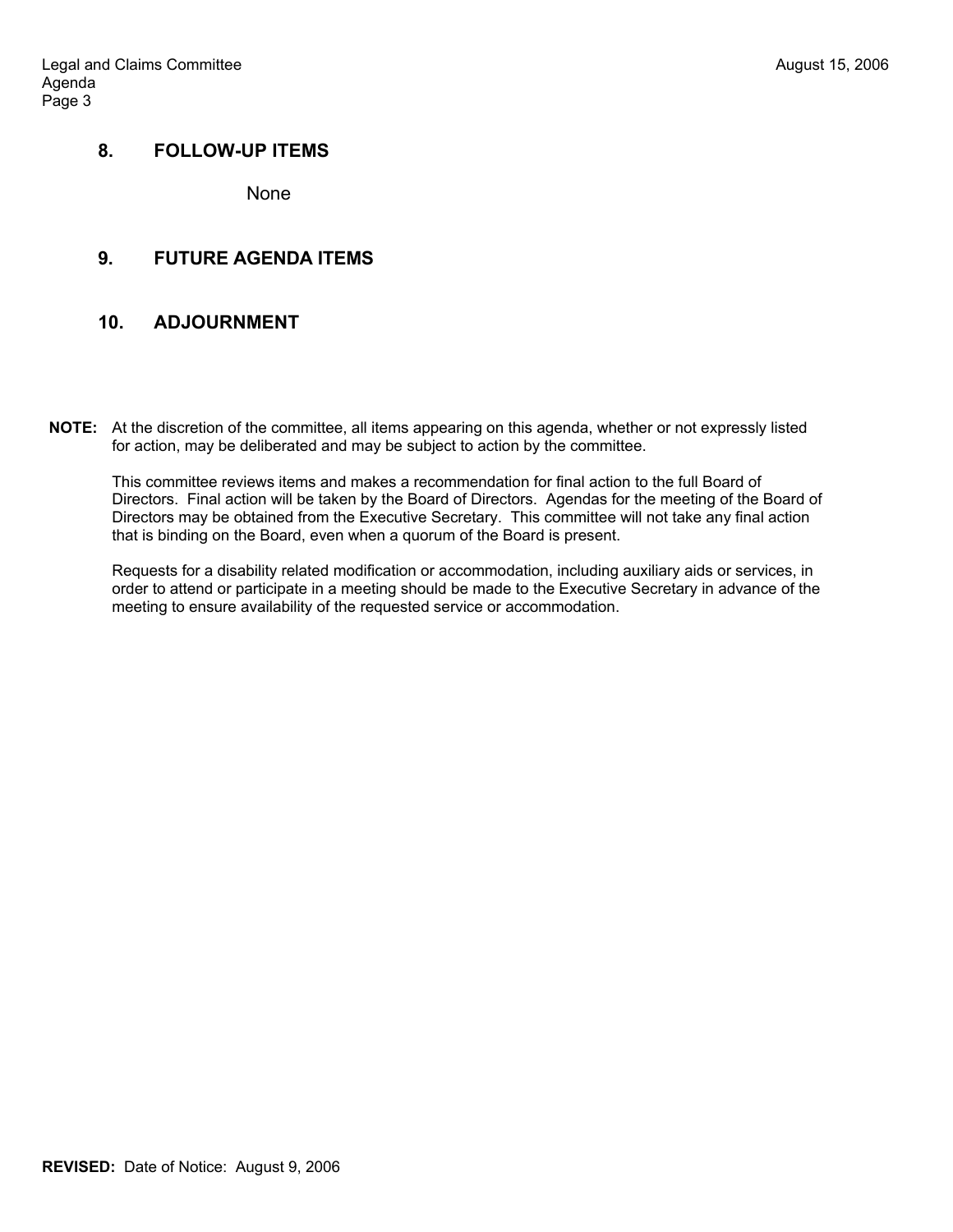## 8. FOLLOW-UP ITEMS

None

## 9. FUTURE AGENDA ITEMS

## 10. ADJOURNMENT

**NOTE:** At the discretion of the committee, all items appearing on this agenda, whether or not expressly listed for action, may be deliberated and may be subject to action by the committee.

This committee reviews items and makes a recommendation for final action to the full Board of Directors. Final action will be taken by the Board of Directors. Agendas for the meeting of the Board of Directors may be obtained from the Executive Secretary. This committee will not take any final action that is binding on the Board, even when a quorum of the Board is present.

Requests for a disability related modification or accommodation, including auxiliary aids or services, in order to attend or participate in a meeting should be made to the Executive Secretary in advance of the meeting to ensure availability of the requested service or accommodation.

**REVISED:** Date of Notice: August 9, 2006